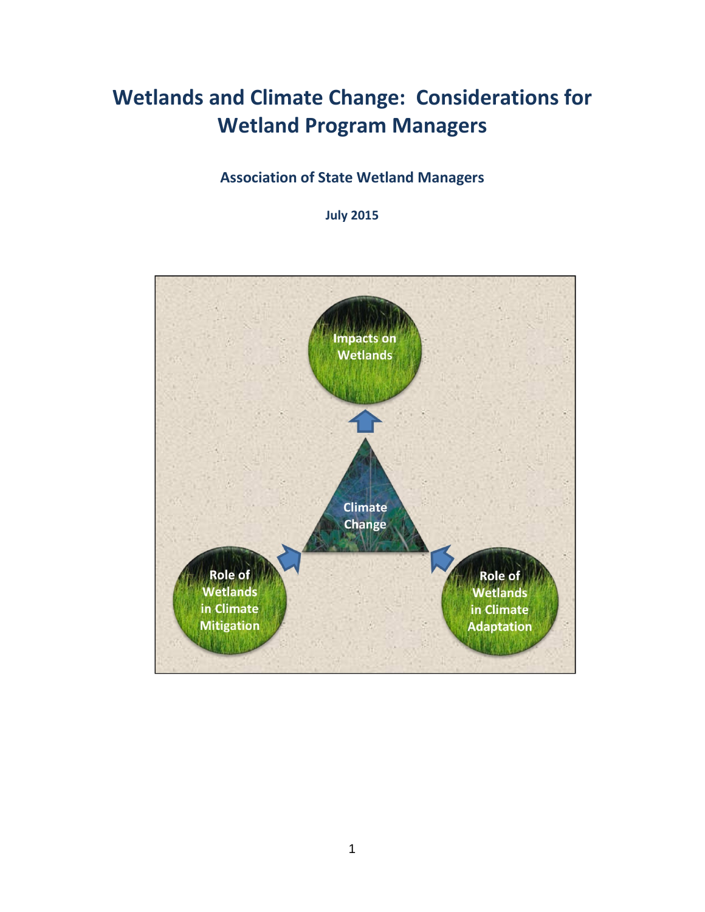# Wetlands and Climate Change: Considerations for Wetland Program Managers

**Association of State Wetland Managers**

**July 2015**

Impacts on Wetlands

Climate Change

Role of Wetlands in Climate Mitigation

Role of Wetlands in Climate Adaptation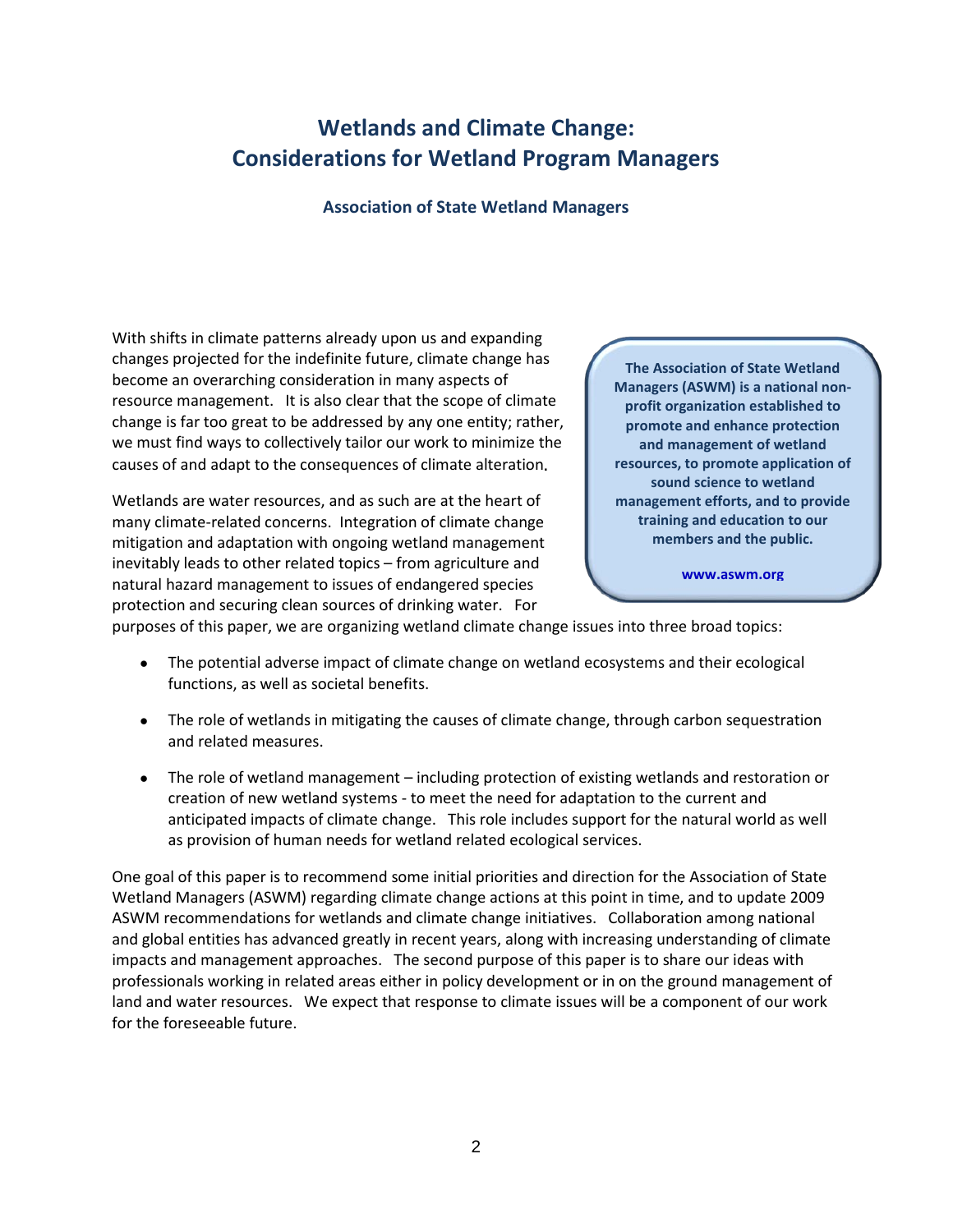# Wetlands and Climate Change: Considerations for Wetland Program Managers

### Association of State Wetland Managers

With shifts in climate patterns already upon us and expanding changes projected for the indefinite future, climate change has become an overarching consideration in many aspects of resource management. It is also clear that the scope of climate change is far too great to be addressed by any one entity; rather, we must find ways to collectively tailor our work to minimize the causes of and adapt to the consequences of climate alteration.

**The Association of State Wetland Managers (ASWM) is a national non-profit organization established to promote and enhance protection and management of wetland resources, to promote application of sound science to wetland management efforts, and to provide training and education to our members and the public.**

**www.aswm.org**

Wetlands are water resources, and as such are at the heart of many climate-related concerns. Integration of climate change mitigation and adaptation with ongoing wetland management inevitably leads to other related topics – from agriculture and natural hazard management to issues of endangered species protection and securing clean sources of drinking water. For purposes of this paper, we are organizing wetland climate change issues into three broad topics:

- The potential adverse impact of climate change on wetland ecosystems and their ecological functions, as well as societal benefits.
- The role of wetlands in mitigating the causes of climate change, through carbon sequestration and related measures.
- The role of wetland management – including protection of existing wetlands and restoration or creation of new wetland systems - to meet the need for adaptation to the current and anticipated impacts of climate change. This role includes support for the natural world as well as provision of human needs for wetland related ecological services.

One goal of this paper is to recommend some initial priorities and direction for the Association of State Wetland Managers (ASWM) regarding climate change actions at this point in time, and to update 2009 ASWM recommendations for wetlands and climate change initiatives. Collaboration among national and global entities has advanced greatly in recent years, along with increasing understanding of climate impacts and management approaches. The second purpose of this paper is to share our ideas with professionals working in related areas either in policy development or in on the ground management of land and water resources. We expect that response to climate issues will be a component of our work for the foreseeable future.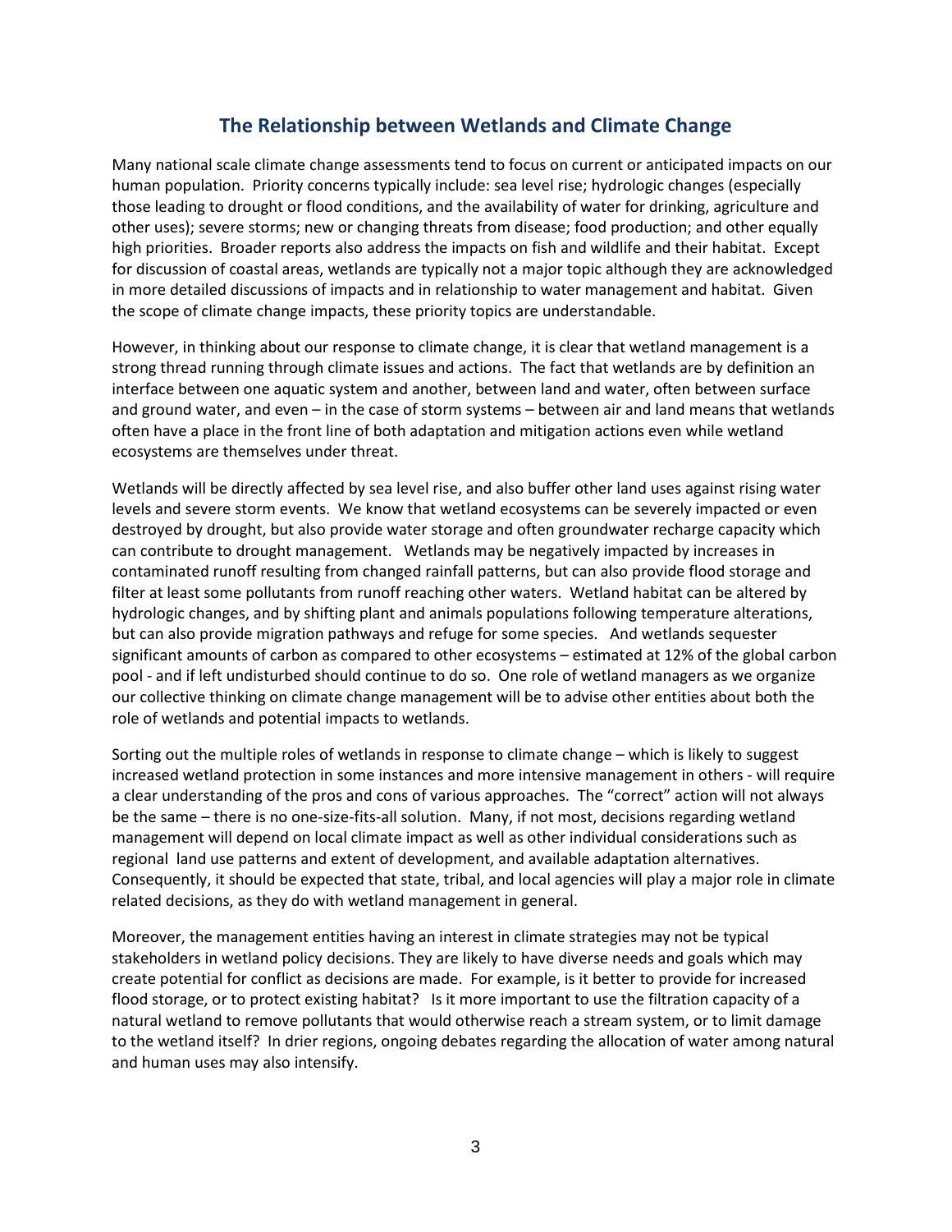## The Relationship between Wetlands and Climate Change

Many national scale climate change assessments tend to focus on current or anticipated impacts on our human population. Priority concerns typically include: sea level rise; hydrologic changes (especially those leading to drought or flood conditions, and the availability of water for drinking, agriculture and other uses); severe storms; new or changing threats from disease; food production; and other equally high priorities. Broader reports also address the impacts on fish and wildlife and their habitat. Except for discussion of coastal areas, wetlands are typically not a major topic although they are acknowledged in more detailed discussions of impacts and in relationship to water management and habitat. Given the scope of climate change impacts, these priority topics are understandable.

However, in thinking about our response to climate change, it is clear that wetland management is a strong thread running through climate issues and actions. The fact that wetlands are by definition an interface between one aquatic system and another, between land and water, often between surface and ground water, and even – in the case of storm systems – between air and land means that wetlands often have a place in the front line of both adaptation and mitigation actions even while wetland ecosystems are themselves under threat.

Wetlands will be directly affected by sea level rise, and also buffer other land uses against rising water levels and severe storm events. We know that wetland ecosystems can be severely impacted or even destroyed by drought, but also provide water storage and often groundwater recharge capacity which can contribute to drought management. Wetlands may be negatively impacted by increases in contaminated runoff resulting from changed rainfall patterns, but can also provide flood storage and filter at least some pollutants from runoff reaching other waters. Wetland habitat can be altered by hydrologic changes, and by shifting plant and animals populations following temperature alterations, but can also provide migration pathways and refuge for some species. And wetlands sequester significant amounts of carbon as compared to other ecosystems – estimated at 12% of the global carbon pool - and if left undisturbed should continue to do so. One role of wetland managers as we organize our collective thinking on climate change management will be to advise other entities about both the role of wetlands and potential impacts to wetlands.

Sorting out the multiple roles of wetlands in response to climate change – which is likely to suggest increased wetland protection in some instances and more intensive management in others - will require a clear understanding of the pros and cons of various approaches. The "correct" action will not always be the same – there is no one-size-fits-all solution. Many, if not most, decisions regarding wetland management will depend on local climate impact as well as other individual considerations such as regional land use patterns and extent of development, and available adaptation alternatives. Consequently, it should be expected that state, tribal, and local agencies will play a major role in climate related decisions, as they do with wetland management in general.

Moreover, the management entities having an interest in climate strategies may not be typical stakeholders in wetland policy decisions. They are likely to have diverse needs and goals which may create potential for conflict as decisions are made. For example, is it better to provide for increased flood storage, or to protect existing habitat? Is it more important to use the filtration capacity of a natural wetland to remove pollutants that would otherwise reach a stream system, or to limit damage to the wetland itself? In drier regions, ongoing debates regarding the allocation of water among natural and human uses may also intensify.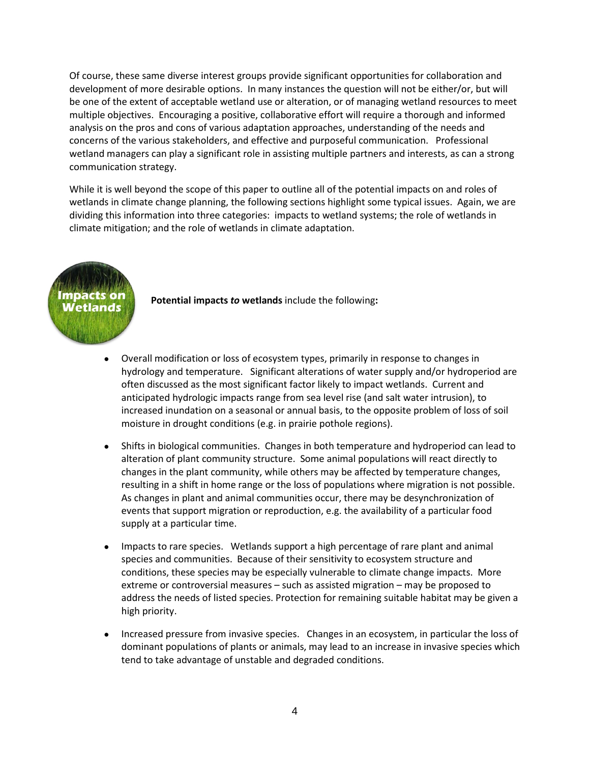Of course, these same diverse interest groups provide significant opportunities for collaboration and development of more desirable options. In many instances the question will not be either/or, but will be one of the extent of acceptable wetland use or alteration, or of managing wetland resources to meet multiple objectives. Encouraging a positive, collaborative effort will require a thorough and informed analysis on the pros and cons of various adaptation approaches, understanding of the needs and concerns of the various stakeholders, and effective and purposeful communication. Professional wetland managers can play a significant role in assisting multiple partners and interests, as can a strong communication strategy.

While it is well beyond the scope of this paper to outline all of the potential impacts on and roles of wetlands in climate change planning, the following sections highlight some typical issues. Again, we are dividing this information into three categories: impacts to wetland systems; the role of wetlands in climate mitigation; and the role of wetlands in climate adaptation.

## Impacts on Wetlands

**Potential impacts *to* wetlands** include the following**:**

- Overall modification or loss of ecosystem types, primarily in response to changes in hydrology and temperature. Significant alterations of water supply and/or hydroperiod are often discussed as the most significant factor likely to impact wetlands. Current and anticipated hydrologic impacts range from sea level rise (and salt water intrusion), to increased inundation on a seasonal or annual basis, to the opposite problem of loss of soil moisture in drought conditions (e.g. in prairie pothole regions).

- Shifts in biological communities. Changes in both temperature and hydroperiod can lead to alteration of plant community structure. Some animal populations will react directly to changes in the plant community, while others may be affected by temperature changes, resulting in a shift in home range or the loss of populations where migration is not possible. As changes in plant and animal communities occur, there may be desynchronization of events that support migration or reproduction, e.g. the availability of a particular food supply at a particular time.

- Impacts to rare species. Wetlands support a high percentage of rare plant and animal species and communities. Because of their sensitivity to ecosystem structure and conditions, these species may be especially vulnerable to climate change impacts. More extreme or controversial measures – such as assisted migration – may be proposed to address the needs of listed species. Protection for remaining suitable habitat may be given a high priority.

- Increased pressure from invasive species. Changes in an ecosystem, in particular the loss of dominant populations of plants or animals, may lead to an increase in invasive species which tend to take advantage of unstable and degraded conditions.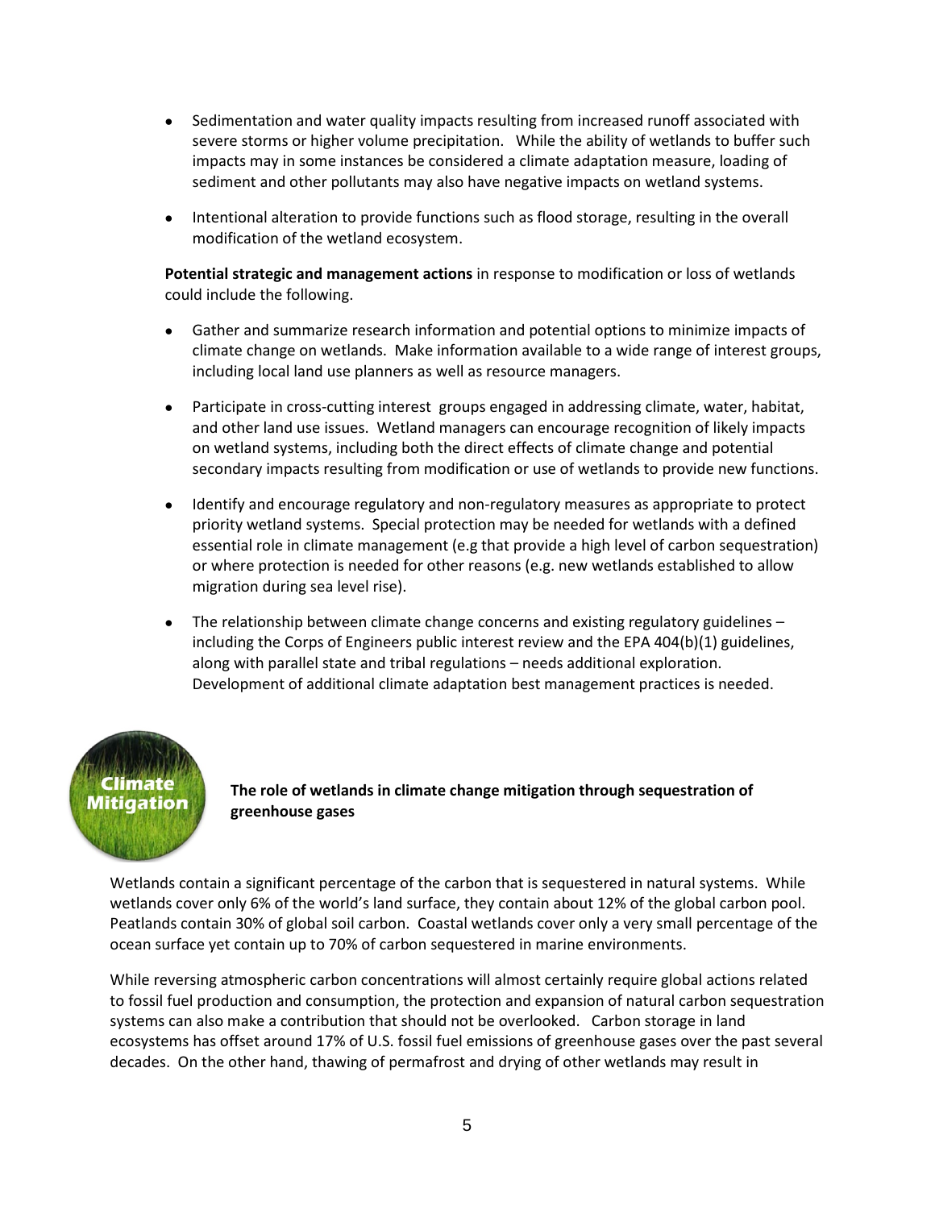- Sedimentation and water quality impacts resulting from increased runoff associated with severe storms or higher volume precipitation. While the ability of wetlands to buffer such impacts may in some instances be considered a climate adaptation measure, loading of sediment and other pollutants may also have negative impacts on wetland systems.
- Intentional alteration to provide functions such as flood storage, resulting in the overall modification of the wetland ecosystem.

**Potential strategic and management actions** in response to modification or loss of wetlands could include the following.

- Gather and summarize research information and potential options to minimize impacts of climate change on wetlands. Make information available to a wide range of interest groups, including local land use planners as well as resource managers.
- Participate in cross-cutting interest groups engaged in addressing climate, water, habitat, and other land use issues. Wetland managers can encourage recognition of likely impacts on wetland systems, including both the direct effects of climate change and potential secondary impacts resulting from modification or use of wetlands to provide new functions.
- Identify and encourage regulatory and non-regulatory measures as appropriate to protect priority wetland systems. Special protection may be needed for wetlands with a defined essential role in climate management (e.g that provide a high level of carbon sequestration) or where protection is needed for other reasons (e.g. new wetlands established to allow migration during sea level rise).
- The relationship between climate change concerns and existing regulatory guidelines – including the Corps of Engineers public interest review and the EPA 404(b)(1) guidelines, along with parallel state and tribal regulations – needs additional exploration. Development of additional climate adaptation best management practices is needed.

Climate Mitigation

**The role of wetlands in climate change mitigation through sequestration of greenhouse gases**

Wetlands contain a significant percentage of the carbon that is sequestered in natural systems. While wetlands cover only 6% of the world's land surface, they contain about 12% of the global carbon pool. Peatlands contain 30% of global soil carbon. Coastal wetlands cover only a very small percentage of the ocean surface yet contain up to 70% of carbon sequestered in marine environments.

While reversing atmospheric carbon concentrations will almost certainly require global actions related to fossil fuel production and consumption, the protection and expansion of natural carbon sequestration systems can also make a contribution that should not be overlooked. Carbon storage in land ecosystems has offset around 17% of U.S. fossil fuel emissions of greenhouse gases over the past several decades. On the other hand, thawing of permafrost and drying of other wetlands may result in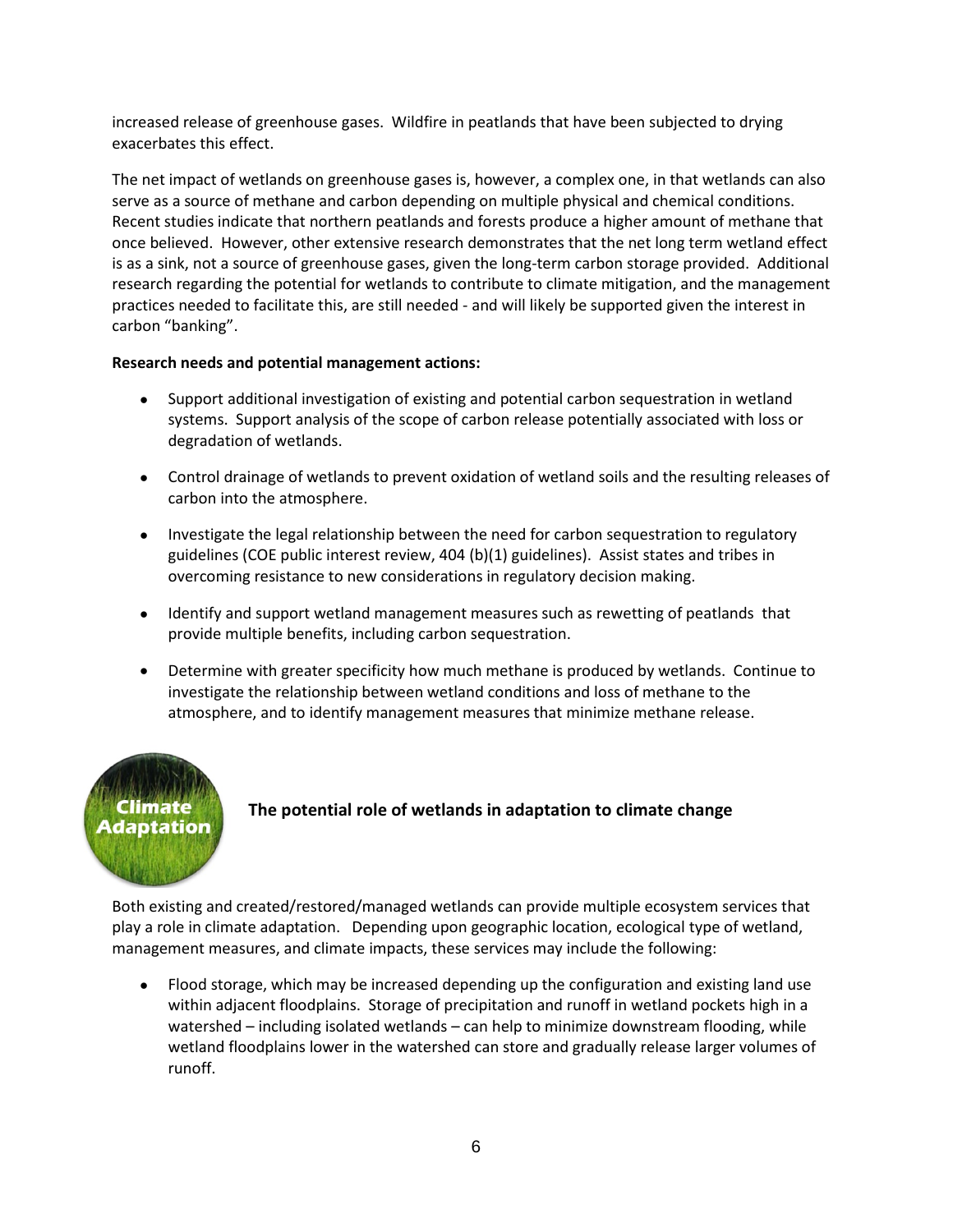increased release of greenhouse gases. Wildfire in peatlands that have been subjected to drying exacerbates this effect.

The net impact of wetlands on greenhouse gases is, however, a complex one, in that wetlands can also serve as a source of methane and carbon depending on multiple physical and chemical conditions. Recent studies indicate that northern peatlands and forests produce a higher amount of methane that once believed. However, other extensive research demonstrates that the net long term wetland effect is as a sink, not a source of greenhouse gases, given the long-term carbon storage provided. Additional research regarding the potential for wetlands to contribute to climate mitigation, and the management practices needed to facilitate this, are still needed - and will likely be supported given the interest in carbon "banking".

**Research needs and potential management actions:**

- Support additional investigation of existing and potential carbon sequestration in wetland systems. Support analysis of the scope of carbon release potentially associated with loss or degradation of wetlands.
- Control drainage of wetlands to prevent oxidation of wetland soils and the resulting releases of carbon into the atmosphere.
- Investigate the legal relationship between the need for carbon sequestration to regulatory guidelines (COE public interest review, 404 (b)(1) guidelines). Assist states and tribes in overcoming resistance to new considerations in regulatory decision making.
- Identify and support wetland management measures such as rewetting of peatlands that provide multiple benefits, including carbon sequestration.
- Determine with greater specificity how much methane is produced by wetlands. Continue to investigate the relationship between wetland conditions and loss of methane to the atmosphere, and to identify management measures that minimize methane release.

Climate Adaptation

## The potential role of wetlands in adaptation to climate change

Both existing and created/restored/managed wetlands can provide multiple ecosystem services that play a role in climate adaptation. Depending upon geographic location, ecological type of wetland, management measures, and climate impacts, these services may include the following:

- Flood storage, which may be increased depending up the configuration and existing land use within adjacent floodplains. Storage of precipitation and runoff in wetland pockets high in a watershed – including isolated wetlands – can help to minimize downstream flooding, while wetland floodplains lower in the watershed can store and gradually release larger volumes of runoff.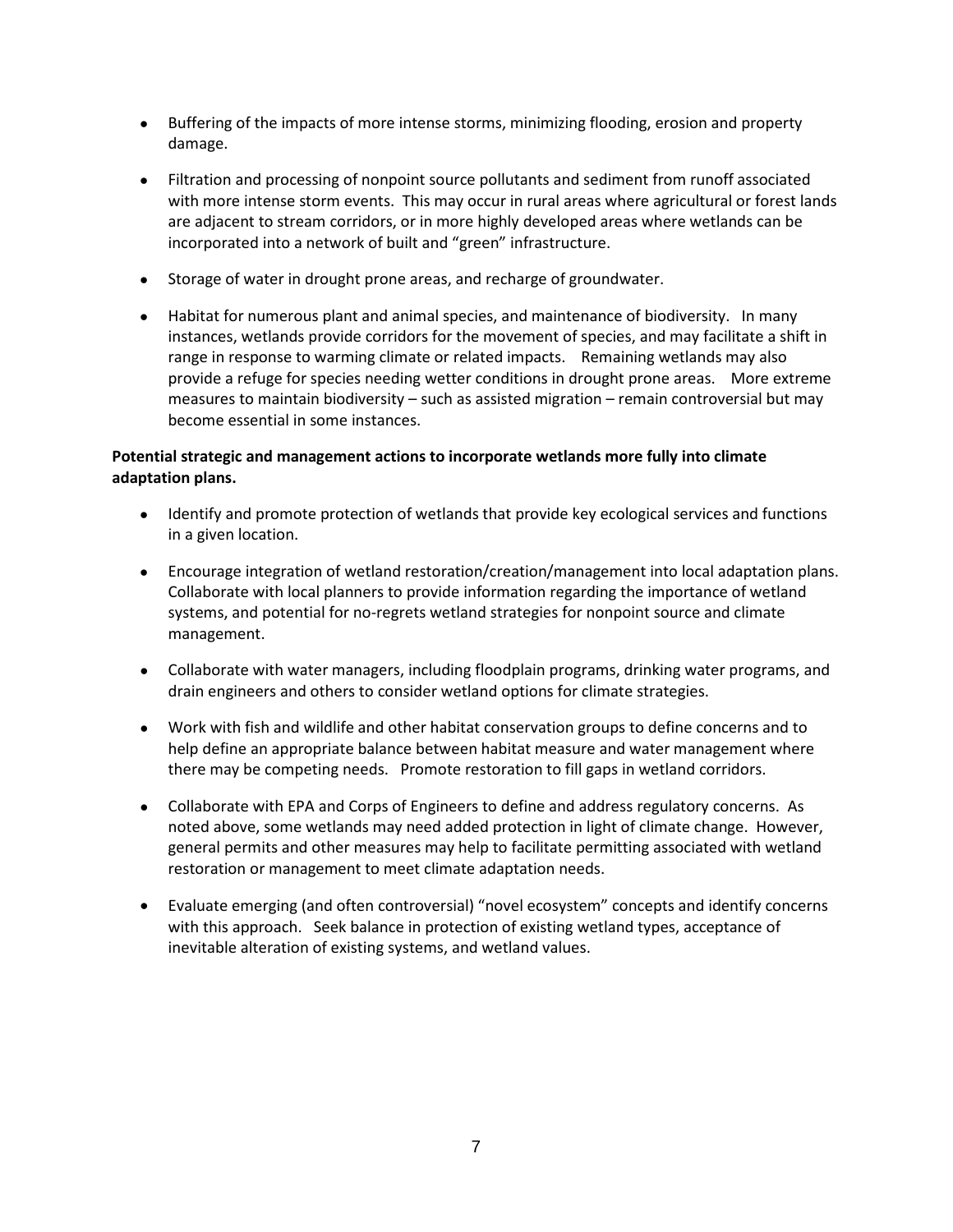- Buffering of the impacts of more intense storms, minimizing flooding, erosion and property damage.

- Filtration and processing of nonpoint source pollutants and sediment from runoff associated with more intense storm events. This may occur in rural areas where agricultural or forest lands are adjacent to stream corridors, or in more highly developed areas where wetlands can be incorporated into a network of built and "green" infrastructure.

- Storage of water in drought prone areas, and recharge of groundwater.

- Habitat for numerous plant and animal species, and maintenance of biodiversity. In many instances, wetlands provide corridors for the movement of species, and may facilitate a shift in range in response to warming climate or related impacts. Remaining wetlands may also provide a refuge for species needing wetter conditions in drought prone areas. More extreme measures to maintain biodiversity – such as assisted migration – remain controversial but may become essential in some instances.

**Potential strategic and management actions to incorporate wetlands more fully into climate adaptation plans.**

- Identify and promote protection of wetlands that provide key ecological services and functions in a given location.

- Encourage integration of wetland restoration/creation/management into local adaptation plans. Collaborate with local planners to provide information regarding the importance of wetland systems, and potential for no-regrets wetland strategies for nonpoint source and climate management.

- Collaborate with water managers, including floodplain programs, drinking water programs, and drain engineers and others to consider wetland options for climate strategies.

- Work with fish and wildlife and other habitat conservation groups to define concerns and to help define an appropriate balance between habitat measure and water management where there may be competing needs. Promote restoration to fill gaps in wetland corridors.

- Collaborate with EPA and Corps of Engineers to define and address regulatory concerns. As noted above, some wetlands may need added protection in light of climate change. However, general permits and other measures may help to facilitate permitting associated with wetland restoration or management to meet climate adaptation needs.

- Evaluate emerging (and often controversial) "novel ecosystem" concepts and identify concerns with this approach. Seek balance in protection of existing wetland types, acceptance of inevitable alteration of existing systems, and wetland values.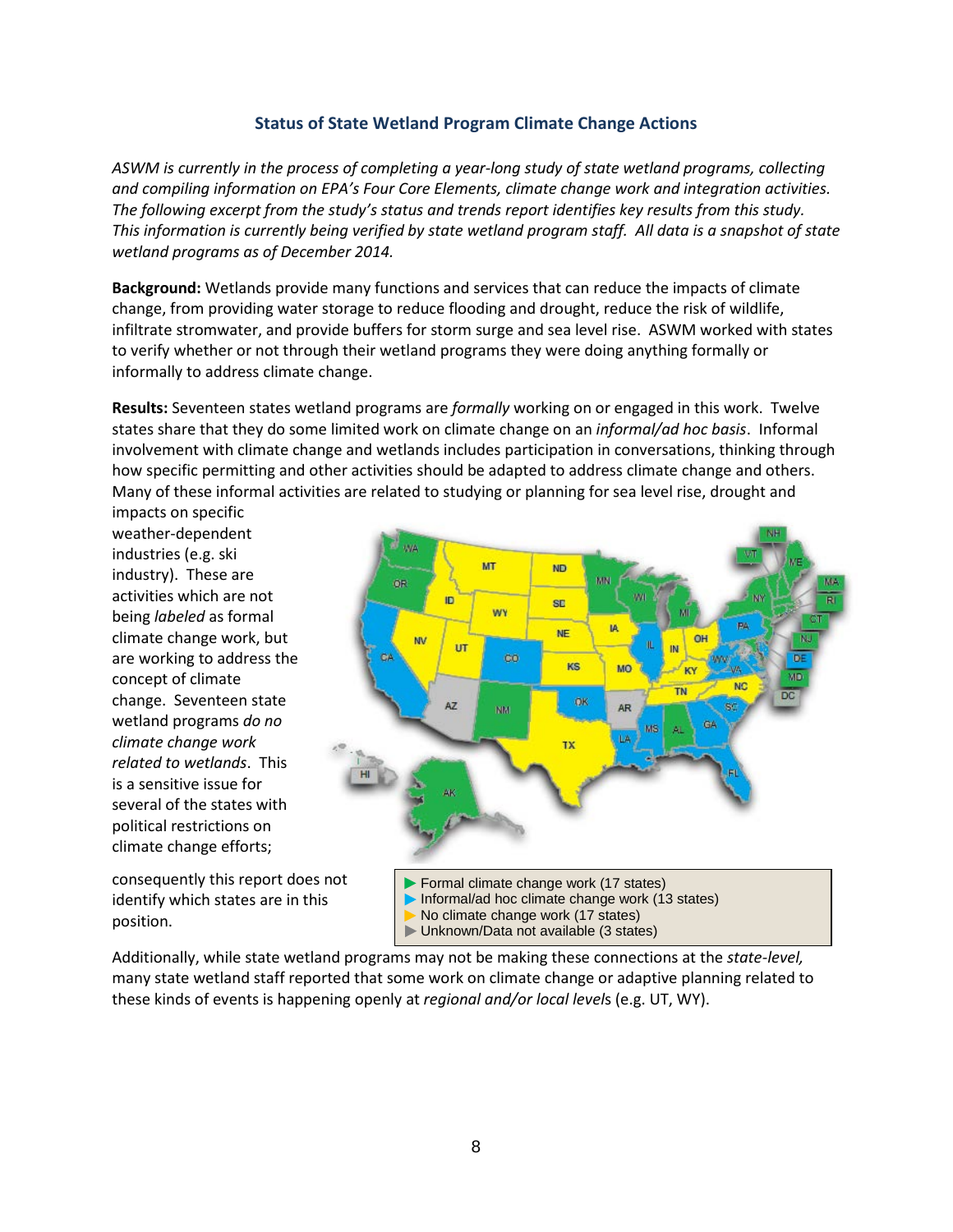### Status of State Wetland Program Climate Change Actions

*ASWM is currently in the process of completing a year-long study of state wetland programs, collecting and compiling information on EPA's Four Core Elements, climate change work and integration activities. The following excerpt from the study's status and trends report identifies key results from this study. This information is currently being verified by state wetland program staff. All data is a snapshot of state wetland programs as of December 2014.*

**Background:** Wetlands provide many functions and services that can reduce the impacts of climate change, from providing water storage to reduce flooding and drought, reduce the risk of wildlife, infiltrate stromwater, and provide buffers for storm surge and sea level rise. ASWM worked with states to verify whether or not through their wetland programs they were doing anything formally or informally to address climate change.

**Results:** Seventeen states wetland programs are *formally* working on or engaged in this work. Twelve states share that they do some limited work on climate change on an *informal/ad hoc basis*. Informal involvement with climate change and wetlands includes participation in conversations, thinking through how specific permitting and other activities should be adapted to address climate change and others. Many of these informal activities are related to studying or planning for sea level rise, drought and impacts on specific weather-dependent industries (e.g. ski industry). These are activities which are not being *labeled* as formal climate change work, but are working to address the concept of climate change. Seventeen state wetland programs *do no climate change work related to wetlands*. This is a sensitive issue for several of the states with political restrictions on climate change efforts; consequently this report does not identify which states are in this position.

- Formal climate change work (17 states)
- Informal/ad hoc climate change work (13 states)
- No climate change work (17 states)
- Unknown/Data not available (3 states)

Additionally, while state wetland programs may not be making these connections at the *state-level,* many state wetland staff reported that some work on climate change or adaptive planning related to these kinds of events is happening openly at *regional and/or local level*s (e.g. UT, WY).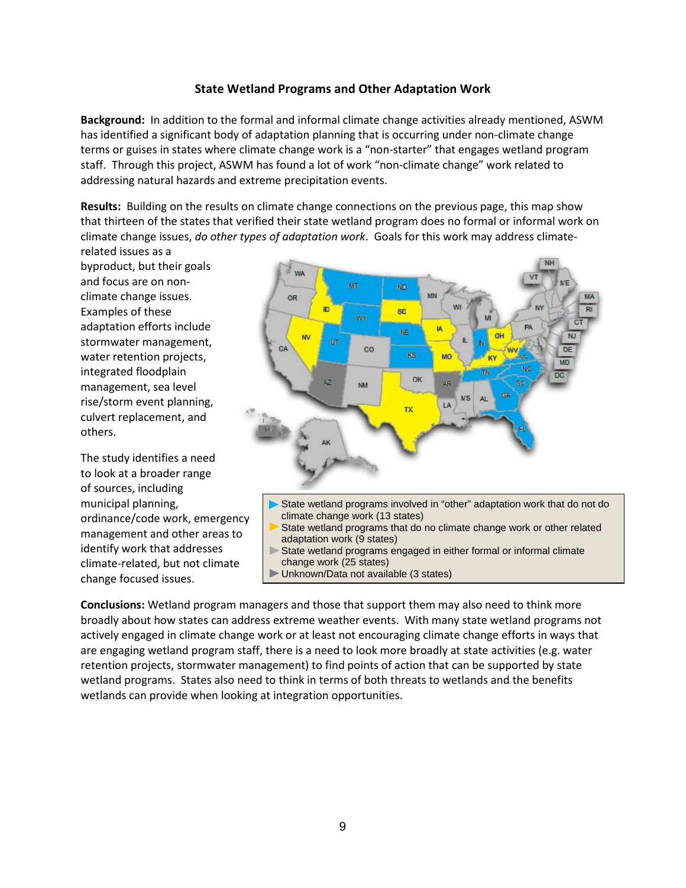## State Wetland Programs and Other Adaptation Work

**Background:** In addition to the formal and informal climate change activities already mentioned, ASWM has identified a significant body of adaptation planning that is occurring under non-climate change terms or guises in states where climate change work is a "non-starter" that engages wetland program staff. Through this project, ASWM has found a lot of work "non-climate change" work related to addressing natural hazards and extreme precipitation events.

**Results:** Building on the results on climate change connections on the previous page, this map show that thirteen of the states that verified their state wetland program does no formal or informal work on climate change issues, *do other types of adaptation work*. Goals for this work may address climate-related issues as a byproduct, but their goals and focus are on non-climate change issues. Examples of these adaptation efforts include stormwater management, water retention projects, integrated floodplain management, sea level rise/storm event planning, culvert replacement, and others.

The study identifies a need to look at a broader range of sources, including municipal planning, ordinance/code work, emergency management and other areas to identify work that addresses climate-related, but not climate change focused issues.

- State wetland programs involved in "other" adaptation work that do not do climate change work (13 states)
- State wetland programs that do no climate change work or other related adaptation work (9 states)
- State wetland programs engaged in either formal or informal climate change work (25 states)
- Unknown/Data not available (3 states)

**Conclusions:** Wetland program managers and those that support them may also need to think more broadly about how states can address extreme weather events. With many state wetland programs not actively engaged in climate change work or at least not encouraging climate change efforts in ways that are engaging wetland program staff, there is a need to look more broadly at state activities (e.g. water retention projects, stormwater management) to find points of action that can be supported by state wetland programs. States also need to think in terms of both threats to wetlands and the benefits wetlands can provide when looking at integration opportunities.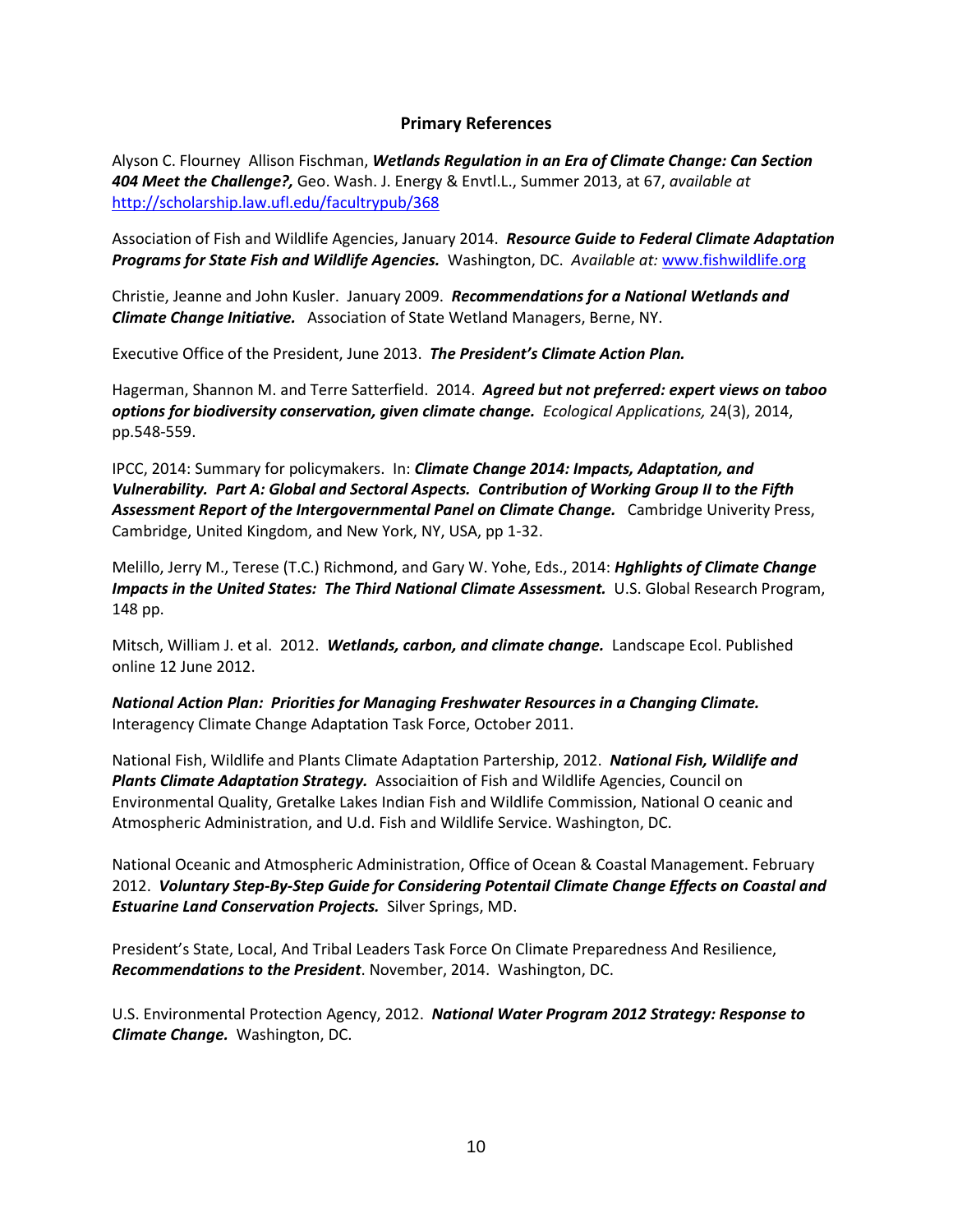## Primary References

Alyson C. Flourney  Allison Fischman, ***Wetlands Regulation in an Era of Climate Change: Can Section 404 Meet the Challenge?,*** Geo. Wash. J. Energy & Envtl.L., Summer 2013, at 67, *available at* http://scholarship.law.ufl.edu/facultrypub/368

Association of Fish and Wildlife Agencies, January 2014. ***Resource Guide to Federal Climate Adaptation Programs for State Fish and Wildlife Agencies.*** Washington, DC. *Available at:* www.fishwildlife.org

Christie, Jeanne and John Kusler. January 2009. ***Recommendations for a National Wetlands and Climate Change Initiative.*** Association of State Wetland Managers, Berne, NY.

Executive Office of the President, June 2013. ***The President's Climate Action Plan.***

Hagerman, Shannon M. and Terre Satterfield. 2014. ***Agreed but not preferred: expert views on taboo options for biodiversity conservation, given climate change.*** *Ecological Applications,* 24(3), 2014, pp.548-559.

IPCC, 2014: Summary for policymakers. In: ***Climate Change 2014: Impacts, Adaptation, and Vulnerability. Part A: Global and Sectoral Aspects. Contribution of Working Group II to the Fifth Assessment Report of the Intergovernmental Panel on Climate Change.*** Cambridge Univerity Press, Cambridge, United Kingdom, and New York, NY, USA, pp 1-32.

Melillo, Jerry M., Terese (T.C.) Richmond, and Gary W. Yohe, Eds., 2014: ***Hghlights of Climate Change Impacts in the United States: The Third National Climate Assessment.*** U.S. Global Research Program, 148 pp.

Mitsch, William J. et al. 2012. ***Wetlands, carbon, and climate change.*** Landscape Ecol. Published online 12 June 2012.

***National Action Plan: Priorities for Managing Freshwater Resources in a Changing Climate.*** Interagency Climate Change Adaptation Task Force, October 2011.

National Fish, Wildlife and Plants Climate Adaptation Partership, 2012. ***National Fish, Wildlife and Plants Climate Adaptation Strategy.*** Associaition of Fish and Wildlife Agencies, Council on Environmental Quality, Gretalke Lakes Indian Fish and Wildlife Commission, National O ceanic and Atmospheric Administration, and U.d. Fish and Wildlife Service. Washington, DC.

National Oceanic and Atmospheric Administration, Office of Ocean & Coastal Management. February 2012. ***Voluntary Step-By-Step Guide for Considering Potentail Climate Change Effects on Coastal and Estuarine Land Conservation Projects.*** Silver Springs, MD.

President's State, Local, And Tribal Leaders Task Force On Climate Preparedness And Resilience, ***Recommendations to the President***. November, 2014. Washington, DC.

U.S. Environmental Protection Agency, 2012. ***National Water Program 2012 Strategy: Response to Climate Change.*** Washington, DC.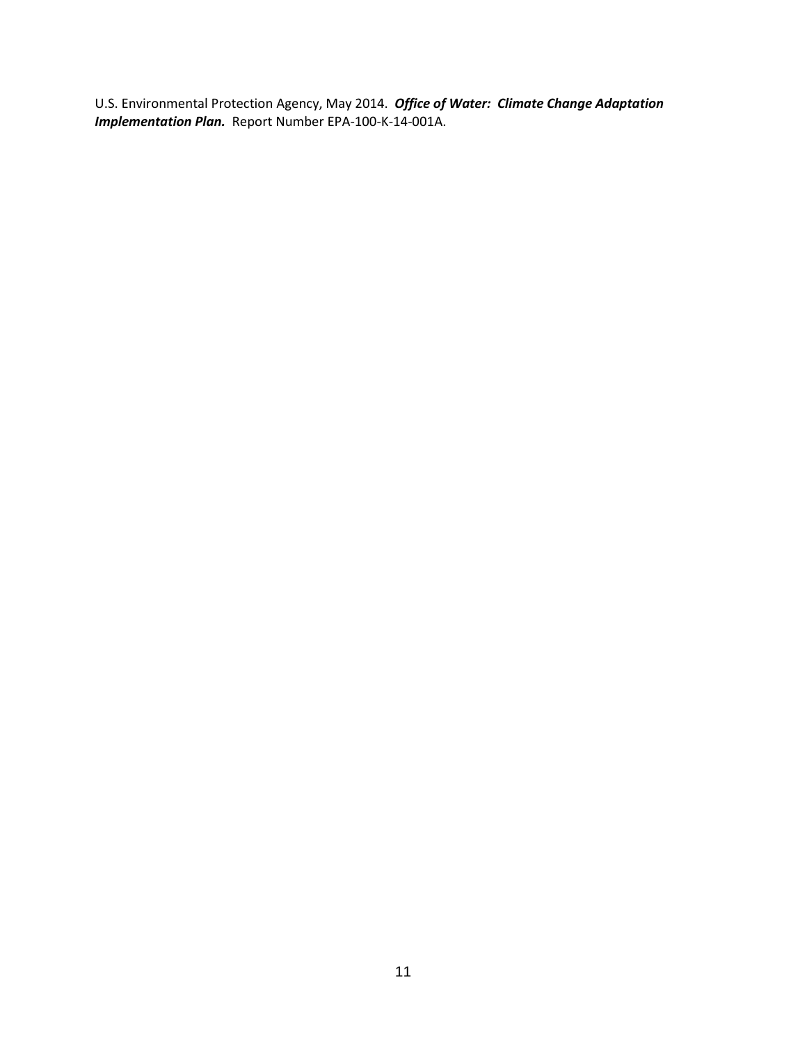U.S. Environmental Protection Agency, May 2014. ***Office of Water: Climate Change Adaptation Implementation Plan.*** Report Number EPA-100-K-14-001A.